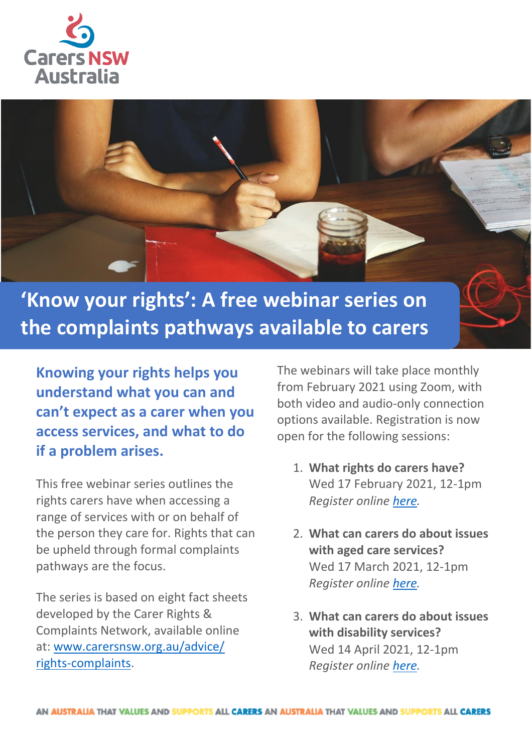Carers NSW Australia

# 'Know your rights': A free webinar series on the complaints pathways available to carers

**Knowing your rights helps you understand what you can and can't expect as a carer when you access services, and what to do if a problem arises.**

This free webinar series outlines the rights carers have when accessing a range of services with or on behalf of the person they care for. Rights that can be upheld through formal complaints pathways are the focus.

The series is based on eight fact sheets developed by the Carer Rights & Complaints Network, available online at: [www.carersnsw.org.au/advice/rights-complaints](www.carersnsw.org.au/advice/rights-complaints).

The webinars will take place monthly from February 2021 using Zoom, with both video and audio-only connection options available. Registration is now open for the following sessions:

1. **What rights do carers have?**
   Wed 17 February 2021, 12-1pm
   *Register online here.*

2. **What can carers do about issues with aged care services?**
   Wed 17 March 2021, 12-1pm
   *Register online here.*

3. **What can carers do about issues with disability services?**
   Wed 14 April 2021, 12-1pm
   *Register online here.*

AN AUSTRALIA THAT VALUES AND SUPPORTS ALL CARERS AN AUSTRALIA THAT VALUES AND SUPPORTS ALL CARERS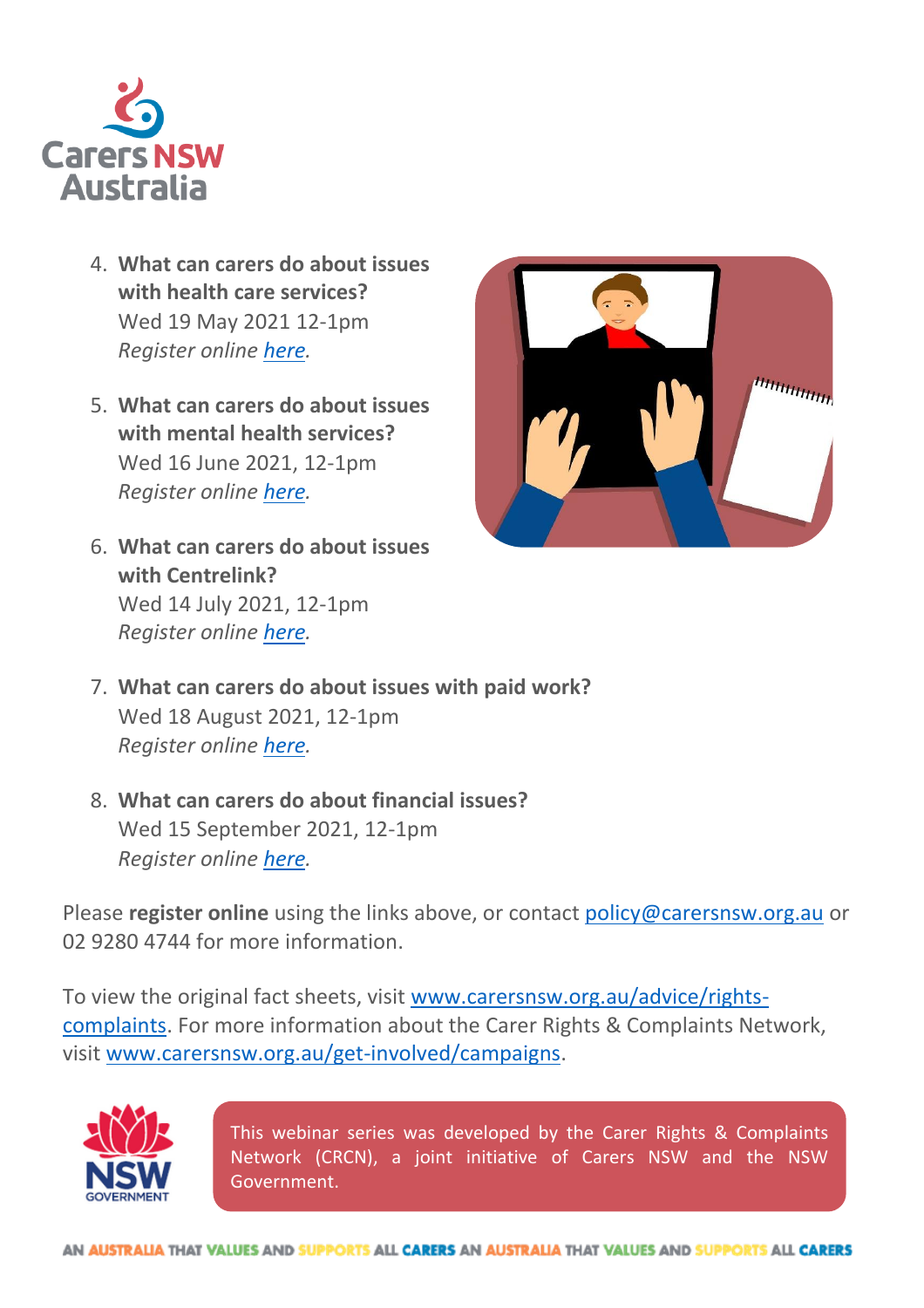4. **What can carers do about issues with health care services?**
   Wed 19 May 2021 12-1pm
   *Register online here.*

5. **What can carers do about issues with mental health services?**
   Wed 16 June 2021, 12-1pm
   *Register online here.*

6. **What can carers do about issues with Centrelink?**
   Wed 14 July 2021, 12-1pm
   *Register online here.*

7. **What can carers do about issues with paid work?**
   Wed 18 August 2021, 12-1pm
   *Register online here.*

8. **What can carers do about financial issues?**
   Wed 15 September 2021, 12-1pm
   *Register online here.*

Please **register online** using the links above, or contact policy@carersnsw.org.au or 02 9280 4744 for more information.

To view the original fact sheets, visit www.carersnsw.org.au/advice/rights-complaints. For more information about the Carer Rights & Complaints Network, visit www.carersnsw.org.au/get-involved/campaigns.

This webinar series was developed by the Carer Rights & Complaints Network (CRCN), a joint initiative of Carers NSW and the NSW Government.